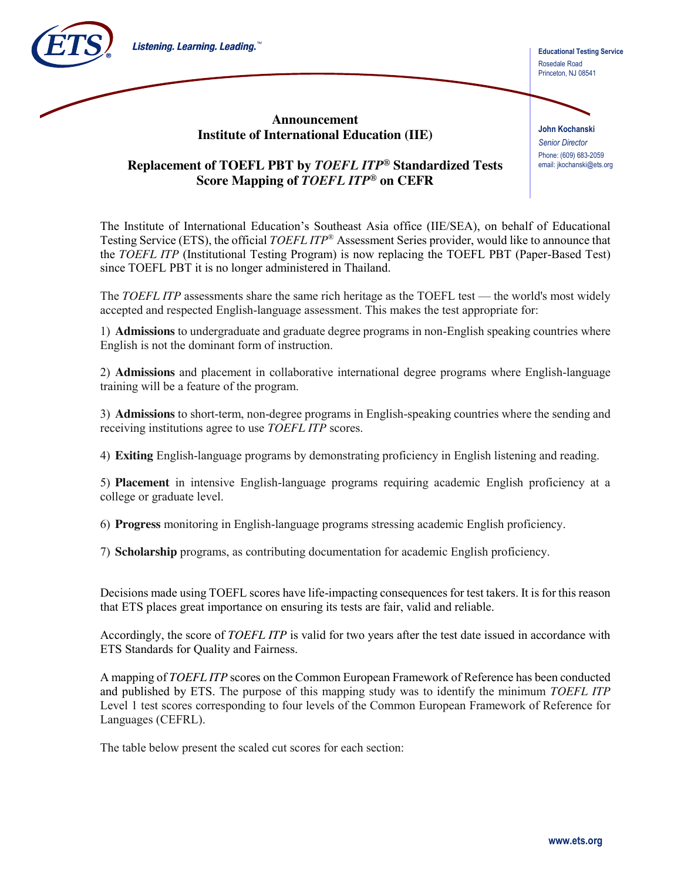Educational Testing Service
Rosedale Road
Princeton, NJ 08541

**John Kochanski**
*Senior Director*
Phone: (609) 683-2059
email: jkochanski@ets.org

# Announcement
# Institute of International Education (IIE)

## Replacement of TOEFL PBT by *TOEFL ITP®* Standardized Tests
## Score Mapping of *TOEFL ITP®* on CEFR

The Institute of International Education's Southeast Asia office (IIE/SEA), on behalf of Educational Testing Service (ETS), the official *TOEFL ITP®* Assessment Series provider, would like to announce that the *TOEFL ITP* (Institutional Testing Program) is now replacing the TOEFL PBT (Paper-Based Test) since TOEFL PBT it is no longer administered in Thailand.

The *TOEFL ITP* assessments share the same rich heritage as the TOEFL test — the world's most widely accepted and respected English-language assessment. This makes the test appropriate for:

1) **Admissions** to undergraduate and graduate degree programs in non-English speaking countries where English is not the dominant form of instruction.

2) **Admissions** and placement in collaborative international degree programs where English-language training will be a feature of the program.

3) **Admissions** to short-term, non-degree programs in English-speaking countries where the sending and receiving institutions agree to use *TOEFL ITP* scores.

4) **Exiting** English-language programs by demonstrating proficiency in English listening and reading.

5) **Placement** in intensive English-language programs requiring academic English proficiency at a college or graduate level.

6) **Progress** monitoring in English-language programs stressing academic English proficiency.

7) **Scholarship** programs, as contributing documentation for academic English proficiency.

Decisions made using TOEFL scores have life-impacting consequences for test takers. It is for this reason that ETS places great importance on ensuring its tests are fair, valid and reliable.

Accordingly, the score of *TOEFL ITP* is valid for two years after the test date issued in accordance with ETS Standards for Quality and Fairness.

A mapping of *TOEFL ITP* scores on the Common European Framework of Reference has been conducted and published by ETS. The purpose of this mapping study was to identify the minimum *TOEFL ITP* Level 1 test scores corresponding to four levels of the Common European Framework of Reference for Languages (CEFRL).

The table below present the scaled cut scores for each section: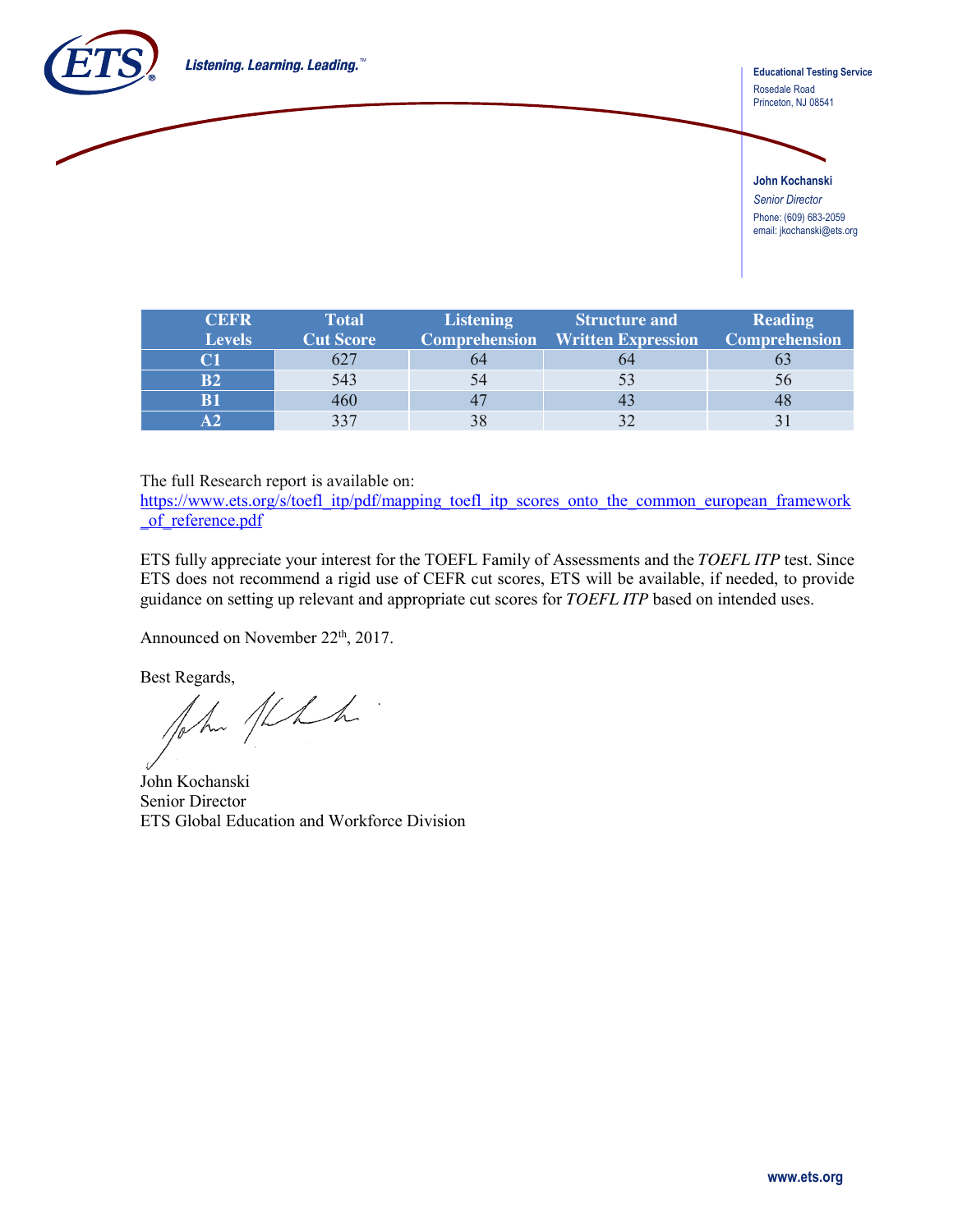Educational Testing Service
Rosedale Road
Princeton, NJ 08541

**John Kochanski**
*Senior Director*
Phone: (609) 683-2059
email: jkochanski@ets.org

| CEFR Levels | Total Cut Score | Listening Comprehension | Structure and Written Expression | Reading Comprehension |
|---|---|---|---|---|
| **C1** | 627 | 64 | 64 | 63 |
| **B2** | 543 | 54 | 53 | 56 |
| **B1** | 460 | 47 | 43 | 48 |
| **A2** | 337 | 38 | 32 | 31 |

The full Research report is available on:
https://www.ets.org/s/toefl_itp/pdf/mapping_toefl_itp_scores_onto_the_common_european_framework_of_reference.pdf

ETS fully appreciate your interest for the TOEFL Family of Assessments and the *TOEFL ITP* test. Since ETS does not recommend a rigid use of CEFR cut scores, ETS will be available, if needed, to provide guidance on setting up relevant and appropriate cut scores for *TOEFL ITP* based on intended uses.

Announced on November 22th, 2017.

Best Regards,

John Kochanski
Senior Director
ETS Global Education and Workforce Division